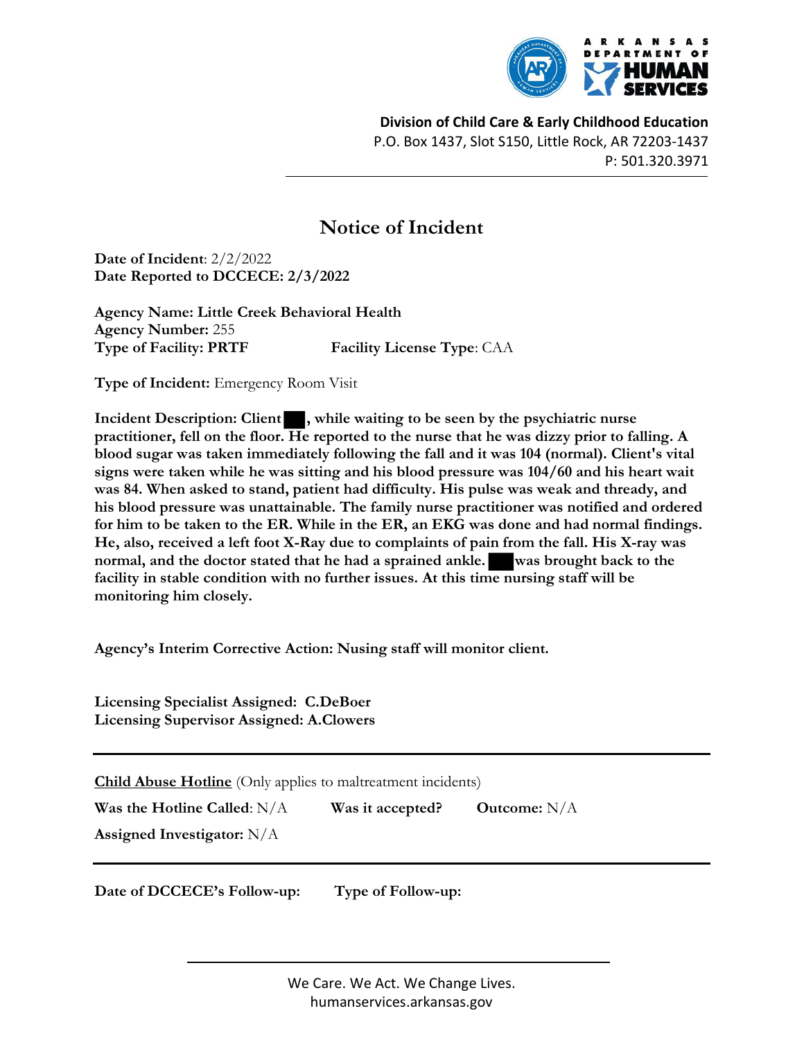ARKANSAS DEPARTMENT OF HUMAN SERVICES

**Division of Child Care & Early Childhood Education**
P.O. Box 1437, Slot S150, Little Rock, AR 72203-1437
P: 501.320.3971

# Notice of Incident

**Date of Incident**: 2/2/2022
**Date Reported to DCCECE: 2/3/2022**

**Agency Name: Little Creek Behavioral Health**
**Agency Number:** 255
**Type of Facility: PRTF** **Facility License Type**: CAA

**Type of Incident:** Emergency Room Visit

**Incident Description: Client ██, while waiting to be seen by the psychiatric nurse practitioner, fell on the floor. He reported to the nurse that he was dizzy prior to falling. A blood sugar was taken immediately following the fall and it was 104 (normal). Client's vital signs were taken while he was sitting and his blood pressure was 104/60 and his heart wait was 84. When asked to stand, patient had difficulty. His pulse was weak and thready, and his blood pressure was unattainable. The family nurse practitioner was notified and ordered for him to be taken to the ER. While in the ER, an EKG was done and had normal findings. He, also, received a left foot X-Ray due to complaints of pain from the fall. His X-ray was normal, and the doctor stated that he had a sprained ankle. ██ was brought back to the facility in stable condition with no further issues. At this time nursing staff will be monitoring him closely.**

**Agency's Interim Corrective Action: Nusing staff will monitor client.**

**Licensing Specialist Assigned: C.DeBoer**
**Licensing Supervisor Assigned: A.Clowers**

---

**Child Abuse Hotline** (Only applies to maltreatment incidents)

**Was the Hotline Called**: N/A **Was it accepted?** **Outcome:** N/A

**Assigned Investigator:** N/A

---

**Date of DCCECE's Follow-up:** **Type of Follow-up:**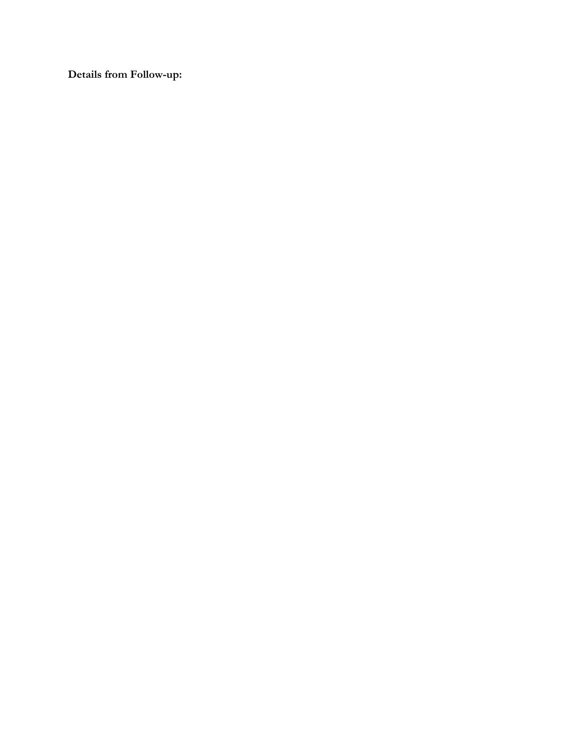**Details from Follow-up:**